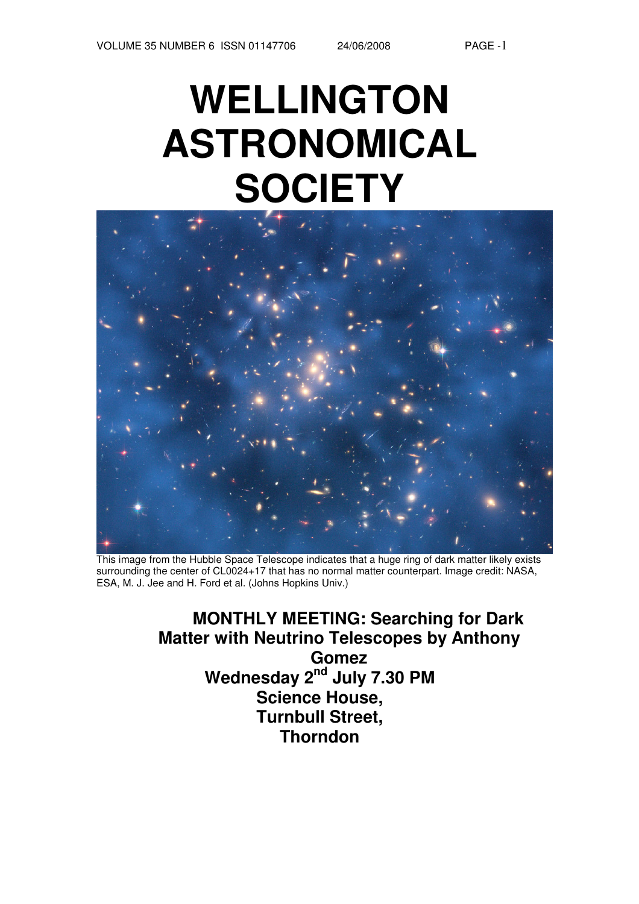# WELLINGTON ASTRONOMICAL SOCIETY

This image from the Hubble Space Telescope indicates that a huge ring of dark matter likely exists surrounding the center of CL0024+17 that has no normal matter counterpart. Image credit: NASA, ESA, M. J. Jee and H. Ford et al. (Johns Hopkins Univ.)

**MONTHLY MEETING: Searching for Dark Matter with Neutrino Telescopes by Anthony Gomez**

**Wednesday 2nd July 7.30 PM**

**Science House,**

**Turnbull Street,**

**Thorndon**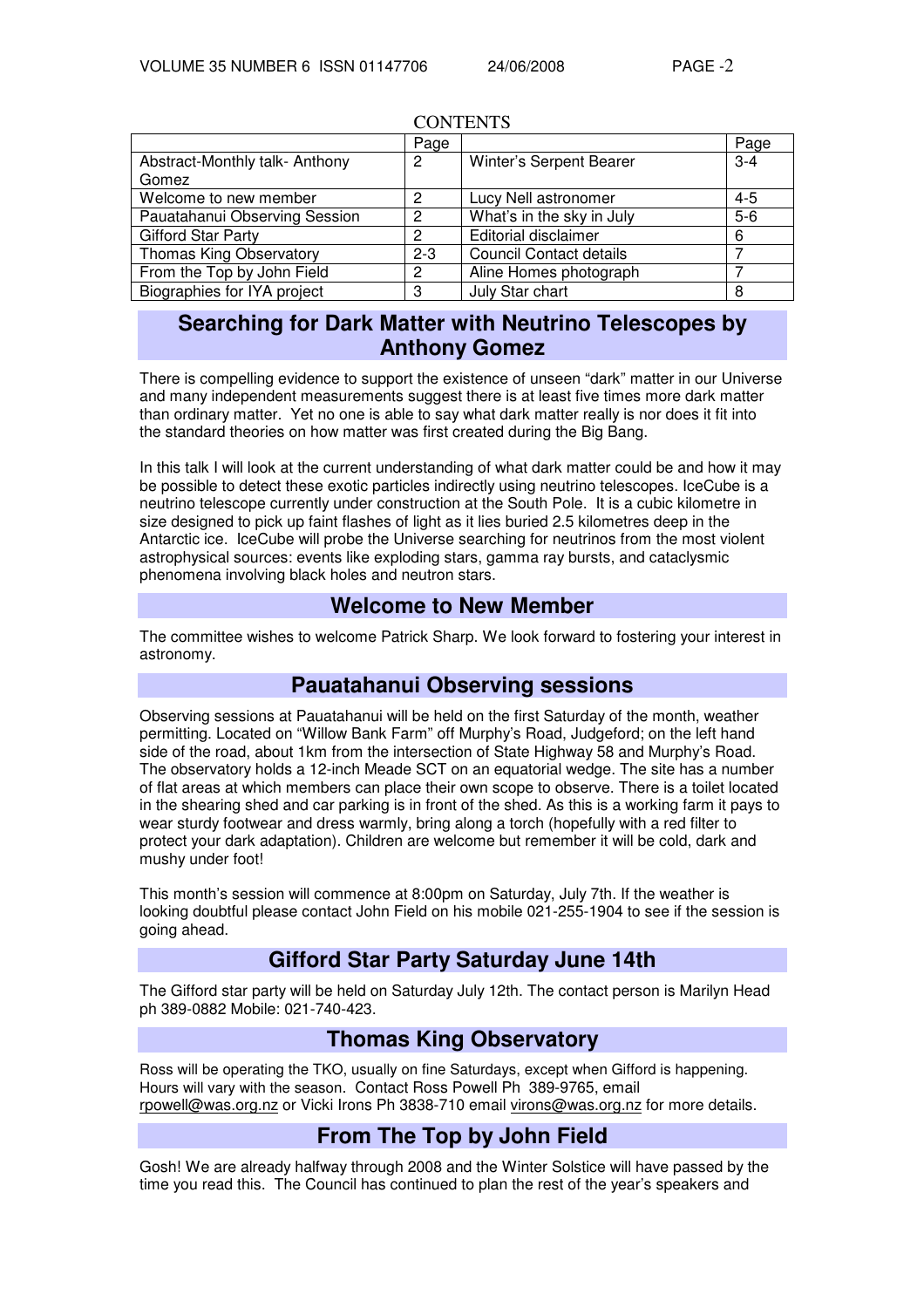CONTENTS

| | Page | | Page |
|---|---|---|---|
| Abstract-Monthly talk- Anthony Gomez | 2 | Winter's Serpent Bearer | 3-4 |
| Welcome to new member | 2 | Lucy Nell astronomer | 4-5 |
| Pauatahanui Observing Session | 2 | What's in the sky in July | 5-6 |
| Gifford Star Party | 2 | Editorial disclaimer | 6 |
| Thomas King Observatory | 2-3 | Council Contact details | 7 |
| From the Top by John Field | 2 | Aline Homes photograph | 7 |
| Biographies for IYA project | 3 | July Star chart | 8 |

## Searching for Dark Matter with Neutrino Telescopes by Anthony Gomez

There is compelling evidence to support the existence of unseen "dark" matter in our Universe and many independent measurements suggest there is at least five times more dark matter than ordinary matter. Yet no one is able to say what dark matter really is nor does it fit into the standard theories on how matter was first created during the Big Bang.

In this talk I will look at the current understanding of what dark matter could be and how it may be possible to detect these exotic particles indirectly using neutrino telescopes. IceCube is a neutrino telescope currently under construction at the South Pole. It is a cubic kilometre in size designed to pick up faint flashes of light as it lies buried 2.5 kilometres deep in the Antarctic ice. IceCube will probe the Universe searching for neutrinos from the most violent astrophysical sources: events like exploding stars, gamma ray bursts, and cataclysmic phenomena involving black holes and neutron stars.

## Welcome to New Member

The committee wishes to welcome Patrick Sharp. We look forward to fostering your interest in astronomy.

## Pauatahanui Observing sessions

Observing sessions at Pauatahanui will be held on the first Saturday of the month, weather permitting. Located on "Willow Bank Farm" off Murphy's Road, Judgeford; on the left hand side of the road, about 1km from the intersection of State Highway 58 and Murphy's Road. The observatory holds a 12-inch Meade SCT on an equatorial wedge. The site has a number of flat areas at which members can place their own scope to observe. There is a toilet located in the shearing shed and car parking is in front of the shed. As this is a working farm it pays to wear sturdy footwear and dress warmly, bring along a torch (hopefully with a red filter to protect your dark adaptation). Children are welcome but remember it will be cold, dark and mushy under foot!

This month's session will commence at 8:00pm on Saturday, July 7th. If the weather is looking doubtful please contact John Field on his mobile 021-255-1904 to see if the session is going ahead.

## Gifford Star Party Saturday June 14th

The Gifford star party will be held on Saturday July 12th. The contact person is Marilyn Head ph 389-0882 Mobile: 021-740-423.

## Thomas King Observatory

Ross will be operating the TKO, usually on fine Saturdays, except when Gifford is happening. Hours will vary with the season. Contact Ross Powell Ph 389-9765, email rpowell@was.org.nz or Vicki Irons Ph 3838-710 email virons@was.org.nz for more details.

## From The Top by John Field

Gosh! We are already halfway through 2008 and the Winter Solstice will have passed by the time you read this. The Council has continued to plan the rest of the year's speakers and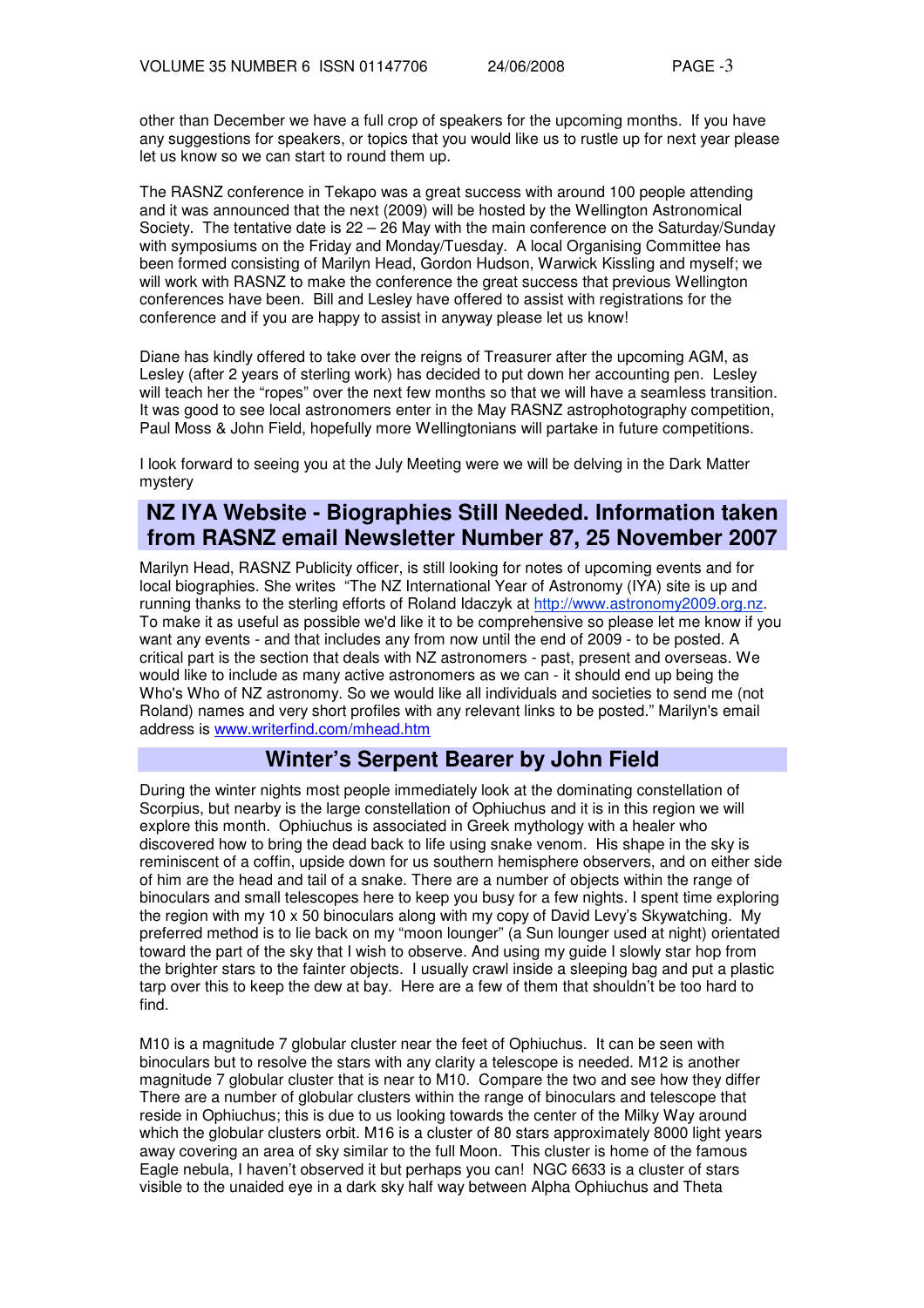other than December we have a full crop of speakers for the upcoming months. If you have any suggestions for speakers, or topics that you would like us to rustle up for next year please let us know so we can start to round them up.

The RASNZ conference in Tekapo was a great success with around 100 people attending and it was announced that the next (2009) will be hosted by the Wellington Astronomical Society. The tentative date is 22 – 26 May with the main conference on the Saturday/Sunday with symposiums on the Friday and Monday/Tuesday. A local Organising Committee has been formed consisting of Marilyn Head, Gordon Hudson, Warwick Kissling and myself; we will work with RASNZ to make the conference the great success that previous Wellington conferences have been. Bill and Lesley have offered to assist with registrations for the conference and if you are happy to assist in anyway please let us know!

Diane has kindly offered to take over the reigns of Treasurer after the upcoming AGM, as Lesley (after 2 years of sterling work) has decided to put down her accounting pen. Lesley will teach her the "ropes" over the next few months so that we will have a seamless transition. It was good to see local astronomers enter in the May RASNZ astrophotography competition, Paul Moss & John Field, hopefully more Wellingtonians will partake in future competitions.

I look forward to seeing you at the July Meeting were we will be delving in the Dark Matter mystery

## NZ IYA Website - Biographies Still Needed. Information taken from RASNZ email Newsletter Number 87, 25 November 2007

Marilyn Head, RASNZ Publicity officer, is still looking for notes of upcoming events and for local biographies. She writes "The NZ International Year of Astronomy (IYA) site is up and running thanks to the sterling efforts of Roland Idaczyk at http://www.astronomy2009.org.nz. To make it as useful as possible we'd like it to be comprehensive so please let me know if you want any events - and that includes any from now until the end of 2009 - to be posted. A critical part is the section that deals with NZ astronomers - past, present and overseas. We would like to include as many active astronomers as we can - it should end up being the Who's Who of NZ astronomy. So we would like all individuals and societies to send me (not Roland) names and very short profiles with any relevant links to be posted." Marilyn's email address is www.writerfind.com/mhead.htm

## Winter's Serpent Bearer by John Field

During the winter nights most people immediately look at the dominating constellation of Scorpius, but nearby is the large constellation of Ophiuchus and it is in this region we will explore this month. Ophiuchus is associated in Greek mythology with a healer who discovered how to bring the dead back to life using snake venom. His shape in the sky is reminiscent of a coffin, upside down for us southern hemisphere observers, and on either side of him are the head and tail of a snake. There are a number of objects within the range of binoculars and small telescopes here to keep you busy for a few nights. I spent time exploring the region with my 10 x 50 binoculars along with my copy of David Levy's Skywatching. My preferred method is to lie back on my "moon lounger" (a Sun lounger used at night) orientated toward the part of the sky that I wish to observe. And using my guide I slowly star hop from the brighter stars to the fainter objects. I usually crawl inside a sleeping bag and put a plastic tarp over this to keep the dew at bay. Here are a few of them that shouldn't be too hard to find.

M10 is a magnitude 7 globular cluster near the feet of Ophiuchus. It can be seen with binoculars but to resolve the stars with any clarity a telescope is needed. M12 is another magnitude 7 globular cluster that is near to M10. Compare the two and see how they differ There are a number of globular clusters within the range of binoculars and telescope that reside in Ophiuchus; this is due to us looking towards the center of the Milky Way around which the globular clusters orbit. M16 is a cluster of 80 stars approximately 8000 light years away covering an area of sky similar to the full Moon. This cluster is home of the famous Eagle nebula, I haven't observed it but perhaps you can! NGC 6633 is a cluster of stars visible to the unaided eye in a dark sky half way between Alpha Ophiuchus and Theta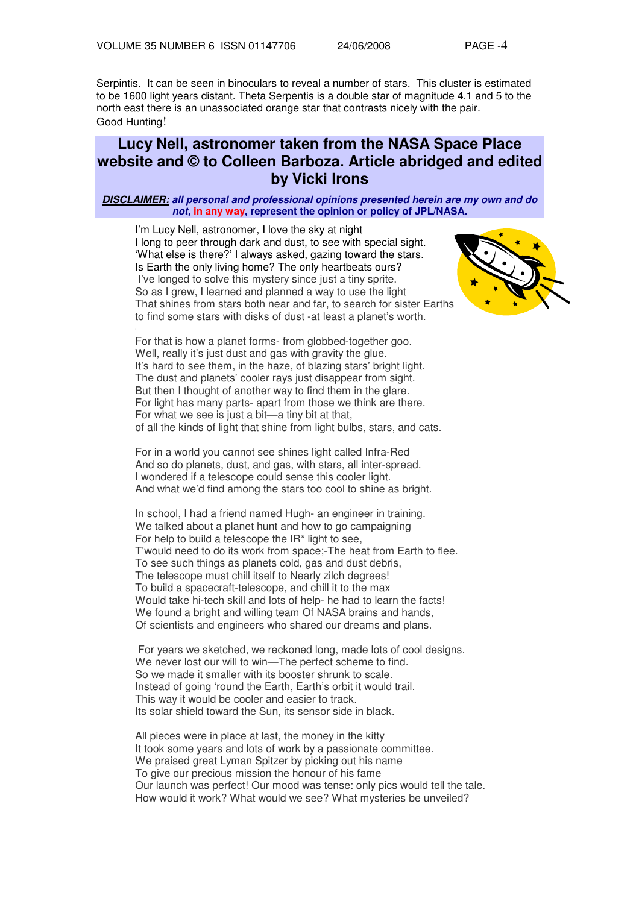Serpintis. It can be seen in binoculars to reveal a number of stars. This cluster is estimated to be 1600 light years distant. Theta Serpentis is a double star of magnitude 4.1 and 5 to the north east there is an unassociated orange star that contrasts nicely with the pair.
Good Hunting!

## Lucy Nell, astronomer taken from the NASA Space Place website and © to Colleen Barboza. Article abridged and edited by Vicki Irons

***DISCLAIMER:*** ***all personal and professional opinions presented herein are my own and do not, in any way, represent the opinion or policy of JPL/NASA.***

I'm Lucy Nell, astronomer, I love the sky at night
I long to peer through dark and dust, to see with special sight.
'What else is there?' I always asked, gazing toward the stars.
Is Earth the only living home? The only heartbeats ours?
I've longed to solve this mystery since just a tiny sprite.
So as I grew, I learned and planned a way to use the light
That shines from stars both near and far, to search for sister Earths
to find some stars with disks of dust -at least a planet's worth.

For that is how a planet forms- from globbed-together goo.
Well, really it's just dust and gas with gravity the glue.
It's hard to see them, in the haze, of blazing stars' bright light.
The dust and planets' cooler rays just disappear from sight.
But then I thought of another way to find them in the glare.
For light has many parts- apart from those we think are there.
For what we see is just a bit—a tiny bit at that,
of all the kinds of light that shine from light bulbs, stars, and cats.

For in a world you cannot see shines light called Infra-Red
And so do planets, dust, and gas, with stars, all inter-spread.
I wondered if a telescope could sense this cooler light.
And what we'd find among the stars too cool to shine as bright.

In school, I had a friend named Hugh- an engineer in training.
We talked about a planet hunt and how to go campaigning
For help to build a telescope the IR* light to see,
T'would need to do its work from space;-The heat from Earth to flee.
To see such things as planets cold, gas and dust debris,
The telescope must chill itself to Nearly zilch degrees!
To build a spacecraft-telescope, and chill it to the max
Would take hi-tech skill and lots of help- he had to learn the facts!
We found a bright and willing team Of NASA brains and hands,
Of scientists and engineers who shared our dreams and plans.

For years we sketched, we reckoned long, made lots of cool designs.
We never lost our will to win—The perfect scheme to find.
So we made it smaller with its booster shrunk to scale.
Instead of going 'round the Earth, Earth's orbit it would trail.
This way it would be cooler and easier to track.
Its solar shield toward the Sun, its sensor side in black.

All pieces were in place at last, the money in the kitty
It took some years and lots of work by a passionate committee.
We praised great Lyman Spitzer by picking out his name
To give our precious mission the honour of his fame
Our launch was perfect! Our mood was tense: only pics would tell the tale.
How would it work? What would we see? What mysteries be unveiled?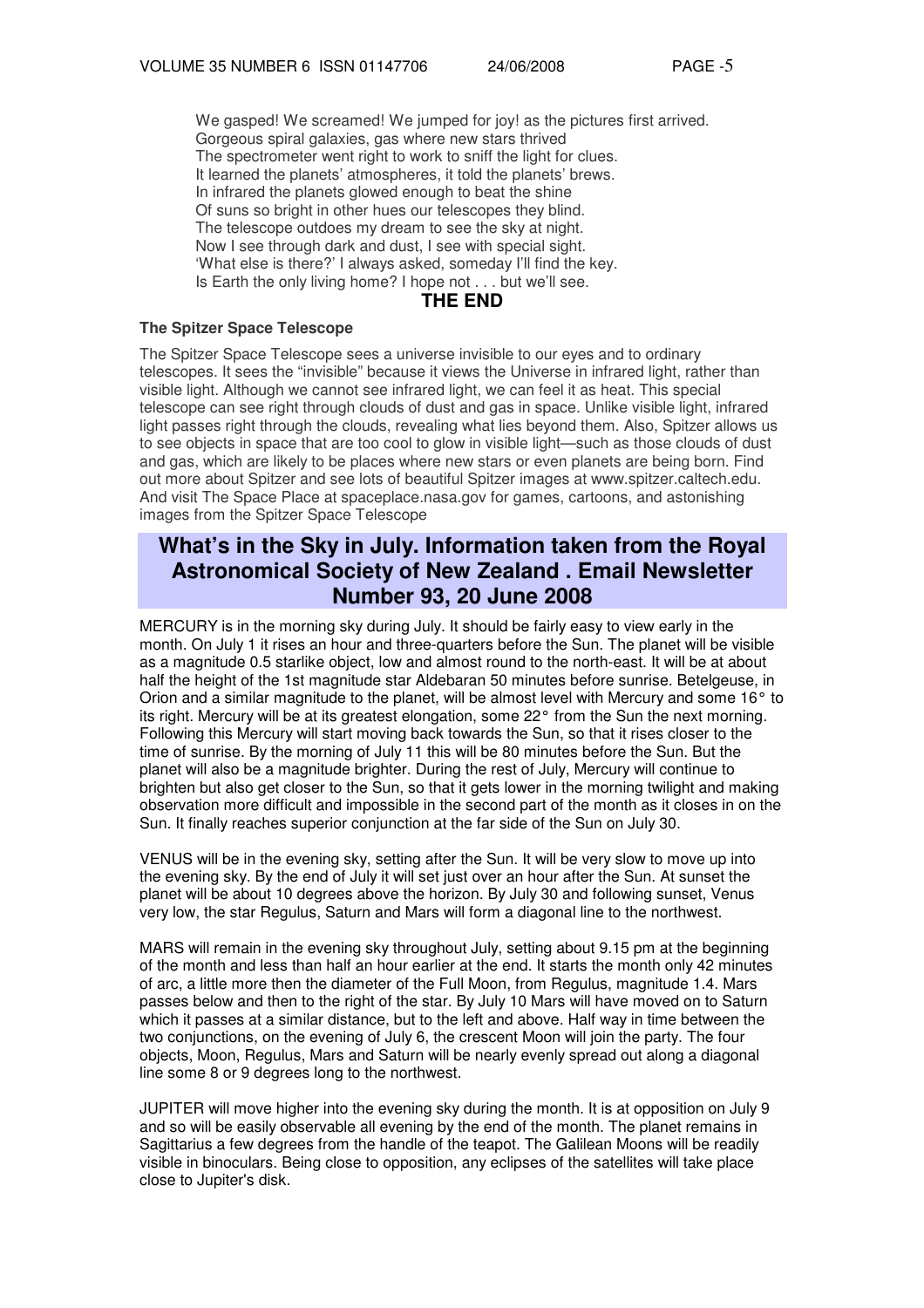We gasped! We screamed! We jumped for joy! as the pictures first arrived.
Gorgeous spiral galaxies, gas where new stars thrived
The spectrometer went right to work to sniff the light for clues.
It learned the planets' atmospheres, it told the planets' brews.
In infrared the planets glowed enough to beat the shine
Of suns so bright in other hues our telescopes they blind.
The telescope outdoes my dream to see the sky at night.
Now I see through dark and dust, I see with special sight.
'What else is there?' I always asked, someday I'll find the key.
Is Earth the only living home? I hope not . . . but we'll see.

**THE END**

**The Spitzer Space Telescope**

The Spitzer Space Telescope sees a universe invisible to our eyes and to ordinary telescopes. It sees the "invisible" because it views the Universe in infrared light, rather than visible light. Although we cannot see infrared light, we can feel it as heat. This special telescope can see right through clouds of dust and gas in space. Unlike visible light, infrared light passes right through the clouds, revealing what lies beyond them. Also, Spitzer allows us to see objects in space that are too cool to glow in visible light—such as those clouds of dust and gas, which are likely to be places where new stars or even planets are being born. Find out more about Spitzer and see lots of beautiful Spitzer images at www.spitzer.caltech.edu. And visit The Space Place at spaceplace.nasa.gov for games, cartoons, and astonishing images from the Spitzer Space Telescope

## What's in the Sky in July. Information taken from the Royal Astronomical Society of New Zealand . Email Newsletter Number 93, 20 June 2008

MERCURY is in the morning sky during July. It should be fairly easy to view early in the month. On July 1 it rises an hour and three-quarters before the Sun. The planet will be visible as a magnitude 0.5 starlike object, low and almost round to the north-east. It will be at about half the height of the 1st magnitude star Aldebaran 50 minutes before sunrise. Betelgeuse, in Orion and a similar magnitude to the planet, will be almost level with Mercury and some 16° to its right. Mercury will be at its greatest elongation, some 22° from the Sun the next morning. Following this Mercury will start moving back towards the Sun, so that it rises closer to the time of sunrise. By the morning of July 11 this will be 80 minutes before the Sun. But the planet will also be a magnitude brighter. During the rest of July, Mercury will continue to brighten but also get closer to the Sun, so that it gets lower in the morning twilight and making observation more difficult and impossible in the second part of the month as it closes in on the Sun. It finally reaches superior conjunction at the far side of the Sun on July 30.

VENUS will be in the evening sky, setting after the Sun. It will be very slow to move up into the evening sky. By the end of July it will set just over an hour after the Sun. At sunset the planet will be about 10 degrees above the horizon. By July 30 and following sunset, Venus very low, the star Regulus, Saturn and Mars will form a diagonal line to the northwest.

MARS will remain in the evening sky throughout July, setting about 9.15 pm at the beginning of the month and less than half an hour earlier at the end. It starts the month only 42 minutes of arc, a little more then the diameter of the Full Moon, from Regulus, magnitude 1.4. Mars passes below and then to the right of the star. By July 10 Mars will have moved on to Saturn which it passes at a similar distance, but to the left and above. Half way in time between the two conjunctions, on the evening of July 6, the crescent Moon will join the party. The four objects, Moon, Regulus, Mars and Saturn will be nearly evenly spread out along a diagonal line some 8 or 9 degrees long to the northwest.

JUPITER will move higher into the evening sky during the month. It is at opposition on July 9 and so will be easily observable all evening by the end of the month. The planet remains in Sagittarius a few degrees from the handle of the teapot. The Galilean Moons will be readily visible in binoculars. Being close to opposition, any eclipses of the satellites will take place close to Jupiter's disk.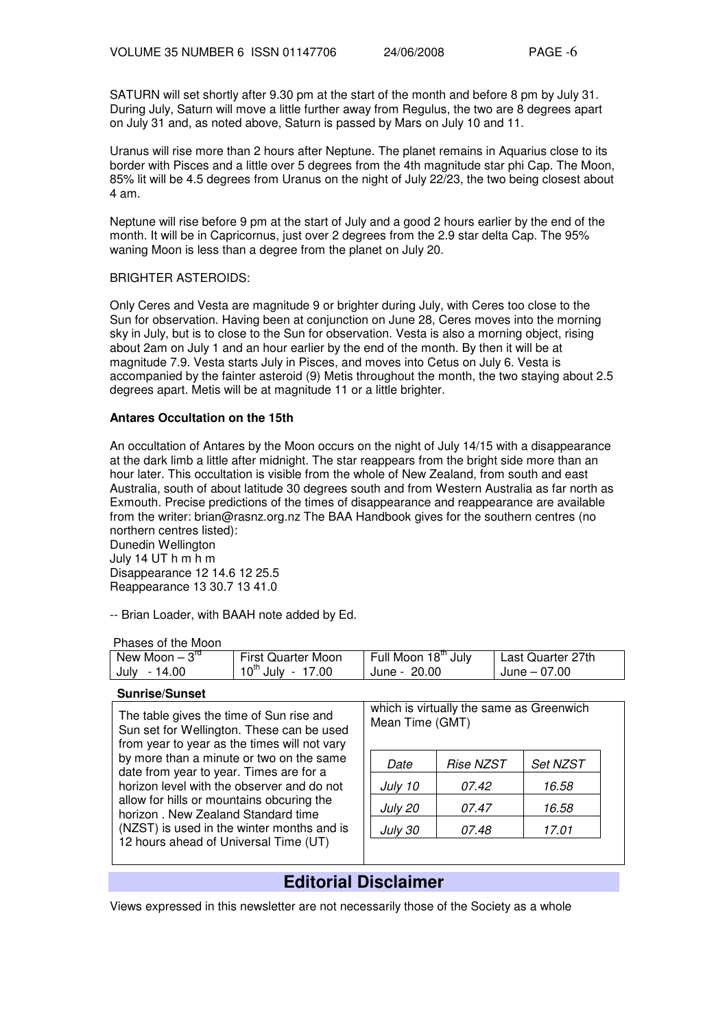SATURN will set shortly after 9.30 pm at the start of the month and before 8 pm by July 31. During July, Saturn will move a little further away from Regulus, the two are 8 degrees apart on July 31 and, as noted above, Saturn is passed by Mars on July 10 and 11.

Uranus will rise more than 2 hours after Neptune. The planet remains in Aquarius close to its border with Pisces and a little over 5 degrees from the 4th magnitude star phi Cap. The Moon, 85% lit will be 4.5 degrees from Uranus on the night of July 22/23, the two being closest about 4 am.

Neptune will rise before 9 pm at the start of July and a good 2 hours earlier by the end of the month. It will be in Capricornus, just over 2 degrees from the 2.9 star delta Cap. The 95% waning Moon is less than a degree from the planet on July 20.

BRIGHTER ASTEROIDS:

Only Ceres and Vesta are magnitude 9 or brighter during July, with Ceres too close to the Sun for observation. Having been at conjunction on June 28, Ceres moves into the morning sky in July, but is to close to the Sun for observation. Vesta is also a morning object, rising about 2am on July 1 and an hour earlier by the end of the month. By then it will be at magnitude 7.9. Vesta starts July in Pisces, and moves into Cetus on July 6. Vesta is accompanied by the fainter asteroid (9) Metis throughout the month, the two staying about 2.5 degrees apart. Metis will be at magnitude 11 or a little brighter.

**Antares Occultation on the 15th**

An occultation of Antares by the Moon occurs on the night of July 14/15 with a disappearance at the dark limb a little after midnight. The star reappears from the bright side more than an hour later. This occultation is visible from the whole of New Zealand, from south and east Australia, south of about latitude 30 degrees south and from Western Australia as far north as Exmouth. Precise predictions of the times of disappearance and reappearance are available from the writer: brian@rasnz.org.nz The BAA Handbook gives for the southern centres (no northern centres listed):

Dunedin Wellington
July 14 UT h m h m
Disappearance 12 14.6 12 25.5
Reappearance 13 30.7 13 41.0

-- Brian Loader, with BAAH note added by Ed.

Phases of the Moon

| New Moon – 3rd July - 14.00 | First Quarter Moon 10th July - 17.00 | Full Moon 18th July June - 20.00 | Last Quarter 27th June – 07.00 |
|---|---|---|---|

**Sunrise/Sunset**

The table gives the time of Sun rise and Sun set for Wellington. These can be used from year to year as the times will not vary by more than a minute or two on the same date from year to year. Times are for a horizon level with the observer and do not allow for hills or mountains obcuring the horizon . New Zealand Standard time (NZST) is used in the winter months and is 12 hours ahead of Universal Time (UT) which is virtually the same as Greenwich Mean Time (GMT)

| *Date* | *Rise NZST* | *Set NZST* |
|---|---|---|
| *July 10* | *07.42* | *16.58* |
| *July 20* | *07.47* | *16.58* |
| *July 30* | *07.48* | *17.01* |

## Editorial Disclaimer

Views expressed in this newsletter are not necessarily those of the Society as a whole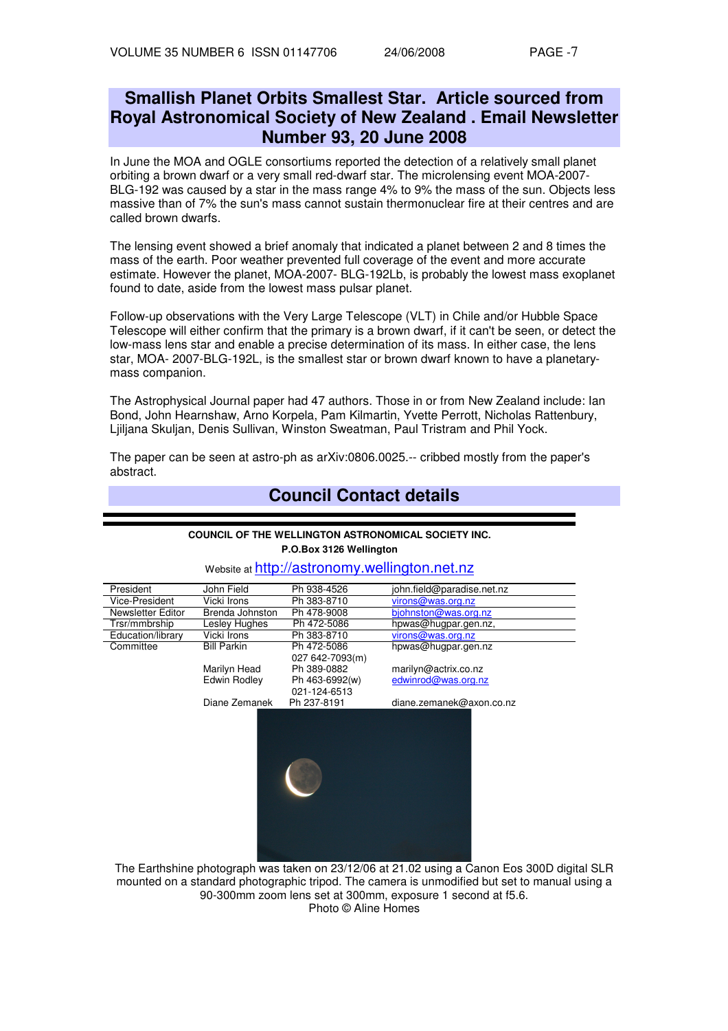## Smallish Planet Orbits Smallest Star. Article sourced from Royal Astronomical Society of New Zealand . Email Newsletter Number 93, 20 June 2008

In June the MOA and OGLE consortiums reported the detection of a relatively small planet orbiting a brown dwarf or a very small red-dwarf star. The microlensing event MOA-2007-BLG-192 was caused by a star in the mass range 4% to 9% the mass of the sun. Objects less massive than of 7% the sun's mass cannot sustain thermonuclear fire at their centres and are called brown dwarfs.

The lensing event showed a brief anomaly that indicated a planet between 2 and 8 times the mass of the earth. Poor weather prevented full coverage of the event and more accurate estimate. However the planet, MOA-2007-BLG-192Lb, is probably the lowest mass exoplanet found to date, aside from the lowest mass pulsar planet.

Follow-up observations with the Very Large Telescope (VLT) in Chile and/or Hubble Space Telescope will either confirm that the primary is a brown dwarf, if it can't be seen, or detect the low-mass lens star and enable a precise determination of its mass. In either case, the lens star, MOA- 2007-BLG-192L, is the smallest star or brown dwarf known to have a planetary-mass companion.

The Astrophysical Journal paper had 47 authors. Those in or from New Zealand include: Ian Bond, John Hearnshaw, Arno Korpela, Pam Kilmartin, Yvette Perrott, Nicholas Rattenbury, Ljiljana Skuljan, Denis Sullivan, Winston Sweatman, Paul Tristram and Phil Yock.

The paper can be seen at astro-ph as arXiv:0806.0025.-- cribbed mostly from the paper's abstract.

## Council Contact details

**COUNCIL OF THE WELLINGTON ASTRONOMICAL SOCIETY INC.**
**P.O.Box 3126 Wellington**

Website at http://astronomy.wellington.net.nz

| | | | |
|---|---|---|---|
| President | John Field | Ph 938-4526 | john.field@paradise.net.nz |
| Vice-President | Vicki Irons | Ph 383-8710 | virons@was.org.nz |
| Newsletter Editor | Brenda Johnston | Ph 478-9008 | bjohnston@was.org.nz |
| Trsr/mmbrship | Lesley Hughes | Ph 472-5086 | hpwas@hugpar.gen.nz, |
| Education/library | Vicki Irons | Ph 383-8710 | virons@was.org.nz |
| Committee | Bill Parkin | Ph 472-5086<br>027 642-7093(m) | hpwas@hugpar.gen.nz |
| | Marilyn Head | Ph 389-0882 | marilyn@actrix.co.nz |
| | Edwin Rodley | Ph 463-6992(w)<br>021-124-6513 | edwinrod@was.org.nz |
| | Diane Zemanek | Ph 237-8191 | diane.zemanek@axon.co.nz |

The Earthshine photograph was taken on 23/12/06 at 21.02 using a Canon Eos 300D digital SLR mounted on a standard photographic tripod. The camera is unmodified but set to manual using a 90-300mm zoom lens set at 300mm, exposure 1 second at f5.6.
Photo © Aline Homes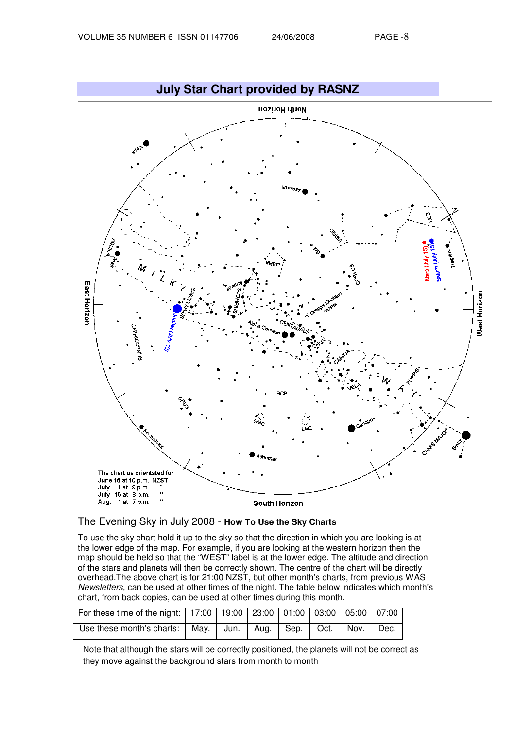## July Star Chart provided by RASNZ

North Horizon

East Horizon

West Horizon

South Horizon

Vega

Arcturus

LEO

VIRGO

Spica

Mars (July 15)

Saturn (July 15)

Regulus

AQUILA

Altair

M I L K Y

LIBRA

CORVUS

Antares

SAGITTARIUS

SCORPIUS

Omega Centauri cluster

Jupiter (July 15)

CAPRICORNUS

Alpha Centauri

CENTAURUS

CRUX

CARINA

W A Y

PUPPIS

VELA

SCP

GRUS

SMC

LMC

Canopus

Fomalhaut

CANIS MAJOR

Sirius

Achernar

The chart us orientated for
June 15 at 10 p.m. NZST
July 1 at 9 p.m. "
July 15 at 8 p.m. "
Aug. 1 at 7 p.m. "

The Evening Sky in July 2008 - **How To Use the Sky Charts**

To use the sky chart hold it up to the sky so that the direction in which you are looking is at the lower edge of the map. For example, if you are looking at the western horizon then the map should be held so that the "WEST" label is at the lower edge. The altitude and direction of the stars and planets will then be correctly shown. The centre of the chart will be directly overhead.The above chart is for 21:00 NZST, but other month's charts, from previous WAS *Newsletters*, can be used at other times of the night. The table below indicates which month's chart, from back copies, can be used at other times during this month.

| For these time of the night: | 17:00 | 19:00 | 23:00 | 01:00 | 03:00 | 05:00 | 07:00 |
|---|---|---|---|---|---|---|---|
| Use these month's charts: | May. | Jun. | Aug. | Sep. | Oct. | Nov. | Dec. |

Note that although the stars will be correctly positioned, the planets will not be correct as they move against the background stars from month to month